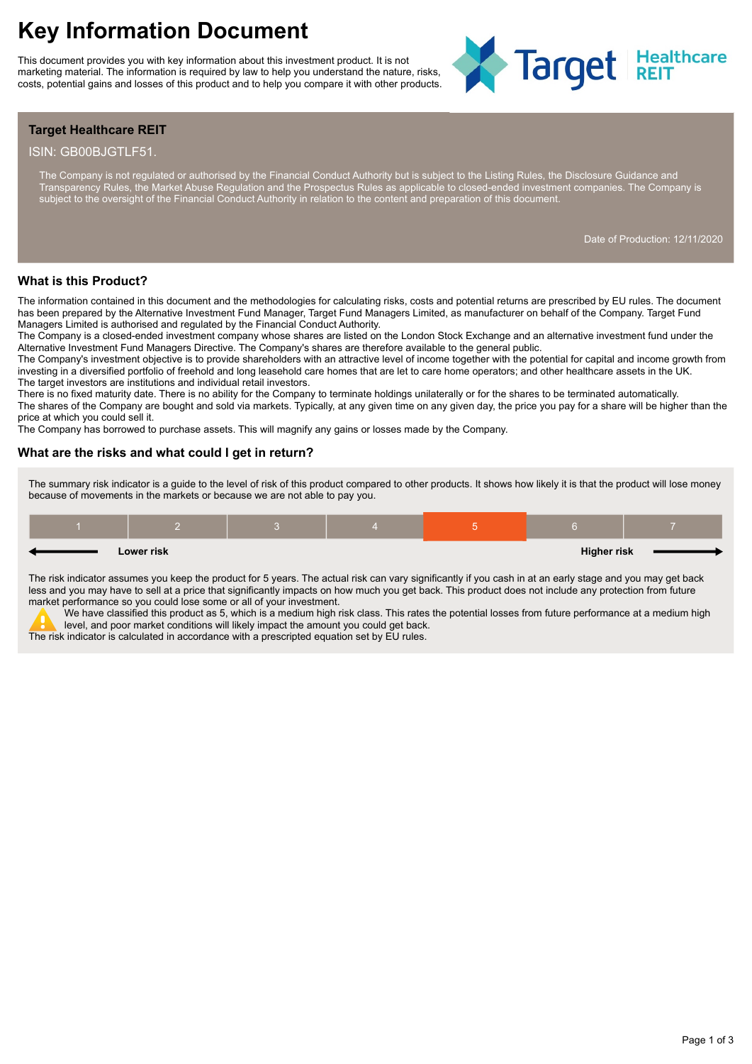# Key Information Document

This document provides you with key information about this investment product. It is not marketing material. The information is required by law to help you understand the nature, risks, costs, potential gains and losses of this product and to help you compare it with other products.

**Target Healthcare REIT**

ISIN: GB00BJGTLF51.

The Company is not regulated or authorised by the Financial Conduct Authority but is subject to the Listing Rules, the Disclosure Guidance and Transparency Rules, the Market Abuse Regulation and the Prospectus Rules as applicable to closed-ended investment companies. The Company is subject to the oversight of the Financial Conduct Authority in relation to the content and preparation of this document.

Date of Production: 12/11/2020

## What is this Product?

The information contained in this document and the methodologies for calculating risks, costs and potential returns are prescribed by EU rules. The document has been prepared by the Alternative Investment Fund Manager, Target Fund Managers Limited, as manufacturer on behalf of the Company. Target Fund Managers Limited is authorised and regulated by the Financial Conduct Authority.

The Company is a closed-ended investment company whose shares are listed on the London Stock Exchange and an alternative investment fund under the Alternative Investment Fund Managers Directive. The Company's shares are therefore available to the general public.

The Company's investment objective is to provide shareholders with an attractive level of income together with the potential for capital and income growth from investing in a diversified portfolio of freehold and long leasehold care homes that are let to care home operators; and other healthcare assets in the UK.

The target investors are institutions and individual retail investors.

There is no fixed maturity date. There is no ability for the Company to terminate holdings unilaterally or for the shares to be terminated automatically.

The shares of the Company are bought and sold via markets. Typically, at any given time on any given day, the price you pay for a share will be higher than the price at which you could sell it.

The Company has borrowed to purchase assets. This will magnify any gains or losses made by the Company.

## What are the risks and what could I get in return?

The summary risk indicator is a guide to the level of risk of this product compared to other products. It shows how likely it is that the product will lose money because of movements in the markets or because we are not able to pay you.

| 1 | 2 | 3 | 4 | **5** | 6 | 7 |
|---|---|---|---|---|---|---|

**Lower risk** ← → **Higher risk**

The risk indicator assumes you keep the product for 5 years. The actual risk can vary significantly if you cash in at an early stage and you may get back less and you may have to sell at a price that significantly impacts on how much you get back. This product does not include any protection from future market performance so you could lose some or all of your investment.

We have classified this product as 5, which is a medium high risk class. This rates the potential losses from future performance at a medium high level, and poor market conditions will likely impact the amount you could get back.

The risk indicator is calculated in accordance with a prescripted equation set by EU rules.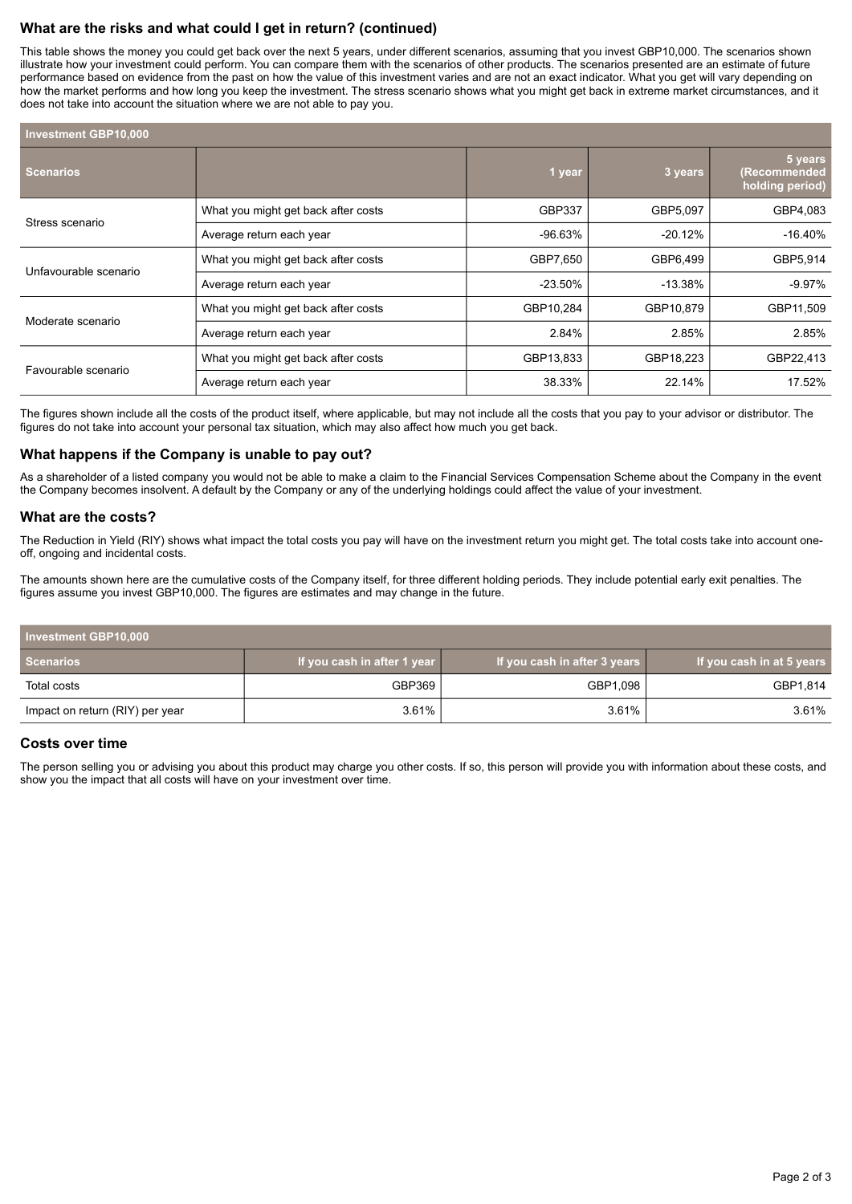## What are the risks and what could I get in return? (continued)

This table shows the money you could get back over the next 5 years, under different scenarios, assuming that you invest GBP10,000. The scenarios shown illustrate how your investment could perform. You can compare them with the scenarios of other products. The scenarios presented are an estimate of future performance based on evidence from the past on how the value of this investment varies and are not an exact indicator. What you get will vary depending on how the market performs and how long you keep the investment. The stress scenario shows what you might get back in extreme market circumstances, and it does not take into account the situation where we are not able to pay you.

| Investment GBP10,000 | | | | |
|---|---|---|---|---|
| **Scenarios** | | **1 year** | **3 years** | **5 years (Recommended holding period)** |
| Stress scenario | What you might get back after costs | GBP337 | GBP5,097 | GBP4,083 |
| | Average return each year | -96.63% | -20.12% | -16.40% |
| Unfavourable scenario | What you might get back after costs | GBP7,650 | GBP6,499 | GBP5,914 |
| | Average return each year | -23.50% | -13.38% | -9.97% |
| Moderate scenario | What you might get back after costs | GBP10,284 | GBP10,879 | GBP11,509 |
| | Average return each year | 2.84% | 2.85% | 2.85% |
| Favourable scenario | What you might get back after costs | GBP13,833 | GBP18,223 | GBP22,413 |
| | Average return each year | 38.33% | 22.14% | 17.52% |

The figures shown include all the costs of the product itself, where applicable, but may not include all the costs that you pay to your advisor or distributor. The figures do not take into account your personal tax situation, which may also affect how much you get back.

## What happens if the Company is unable to pay out?

As a shareholder of a listed company you would not be able to make a claim to the Financial Services Compensation Scheme about the Company in the event the Company becomes insolvent. A default by the Company or any of the underlying holdings could affect the value of your investment.

## What are the costs?

The Reduction in Yield (RIY) shows what impact the total costs you pay will have on the investment return you might get. The total costs take into account one-off, ongoing and incidental costs.

The amounts shown here are the cumulative costs of the Company itself, for three different holding periods. They include potential early exit penalties. The figures assume you invest GBP10,000. The figures are estimates and may change in the future.

| Investment GBP10,000 | | | |
|---|---|---|---|
| **Scenarios** | **If you cash in after 1 year** | **If you cash in after 3 years** | **If you cash in at 5 years** |
| Total costs | GBP369 | GBP1,098 | GBP1,814 |
| Impact on return (RIY) per year | 3.61% | 3.61% | 3.61% |

## Costs over time

The person selling you or advising you about this product may charge you other costs. If so, this person will provide you with information about these costs, and show you the impact that all costs will have on your investment over time.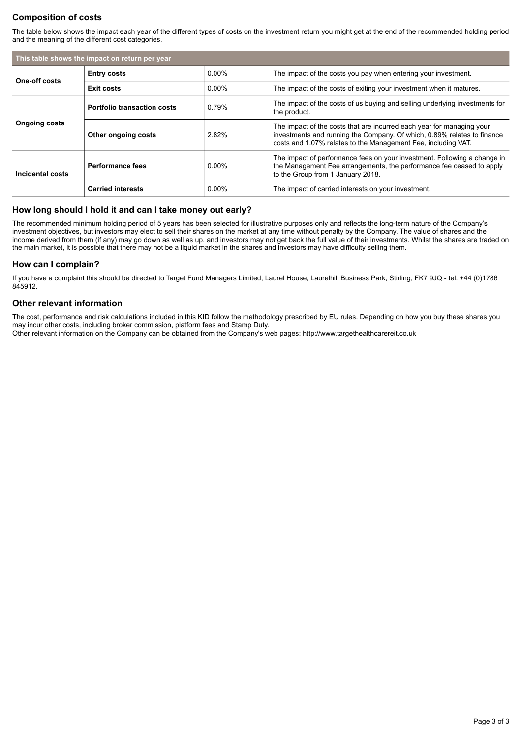## Composition of costs

The table below shows the impact each year of the different types of costs on the investment return you might get at the end of the recommended holding period and the meaning of the different cost categories.

| This table shows the impact on return per year | | | |
|---|---|---|---|
| **One-off costs** | **Entry costs** | 0.00% | The impact of the costs you pay when entering your investment. |
| | **Exit costs** | 0.00% | The impact of the costs of exiting your investment when it matures. |
| **Ongoing costs** | **Portfolio transaction costs** | 0.79% | The impact of the costs of us buying and selling underlying investments for the product. |
| | **Other ongoing costs** | 2.82% | The impact of the costs that are incurred each year for managing your investments and running the Company. Of which, 0.89% relates to finance costs and 1.07% relates to the Management Fee, including VAT. |
| **Incidental costs** | **Performance fees** | 0.00% | The impact of performance fees on your investment. Following a change in the Management Fee arrangements, the performance fee ceased to apply to the Group from 1 January 2018. |
| | **Carried interests** | 0.00% | The impact of carried interests on your investment. |

## How long should I hold it and can I take money out early?

The recommended minimum holding period of 5 years has been selected for illustrative purposes only and reflects the long-term nature of the Company's investment objectives, but investors may elect to sell their shares on the market at any time without penalty by the Company. The value of shares and the income derived from them (if any) may go down as well as up, and investors may not get back the full value of their investments. Whilst the shares are traded on the main market, it is possible that there may not be a liquid market in the shares and investors may have difficulty selling them.

## How can I complain?

If you have a complaint this should be directed to Target Fund Managers Limited, Laurel House, Laurelhill Business Park, Stirling, FK7 9JQ - tel: +44 (0)1786 845912.

## Other relevant information

The cost, performance and risk calculations included in this KID follow the methodology prescribed by EU rules. Depending on how you buy these shares you may incur other costs, including broker commission, platform fees and Stamp Duty.
Other relevant information on the Company can be obtained from the Company's web pages: http://www.targethealthcarereit.co.uk